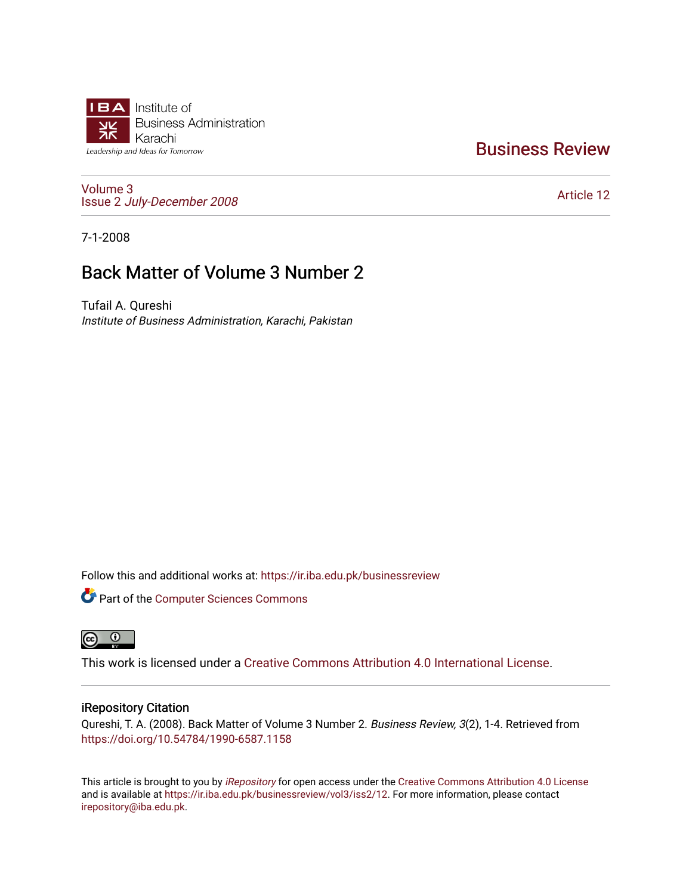Institute of Business Administration Karachi

Leadership and Ideas for Tomorrow

# Business Review

Volume 3
Issue 2 *July-December 2008*

Article 12

7-1-2008

# Back Matter of Volume 3 Number 2

Tufail A. Qureshi
*Institute of Business Administration, Karachi, Pakistan*

Follow this and additional works at: https://ir.iba.edu.pk/businessreview

Part of the Computer Sciences Commons

This work is licensed under a Creative Commons Attribution 4.0 International License.

## iRepository Citation

Qureshi, T. A. (2008). Back Matter of Volume 3 Number 2. *Business Review, 3*(2), 1-4. Retrieved from https://doi.org/10.54784/1990-6587.1158

This article is brought to you by *iRepository* for open access under the Creative Commons Attribution 4.0 License and is available at https://ir.iba.edu.pk/businessreview/vol3/iss2/12. For more information, please contact irepository@iba.edu.pk.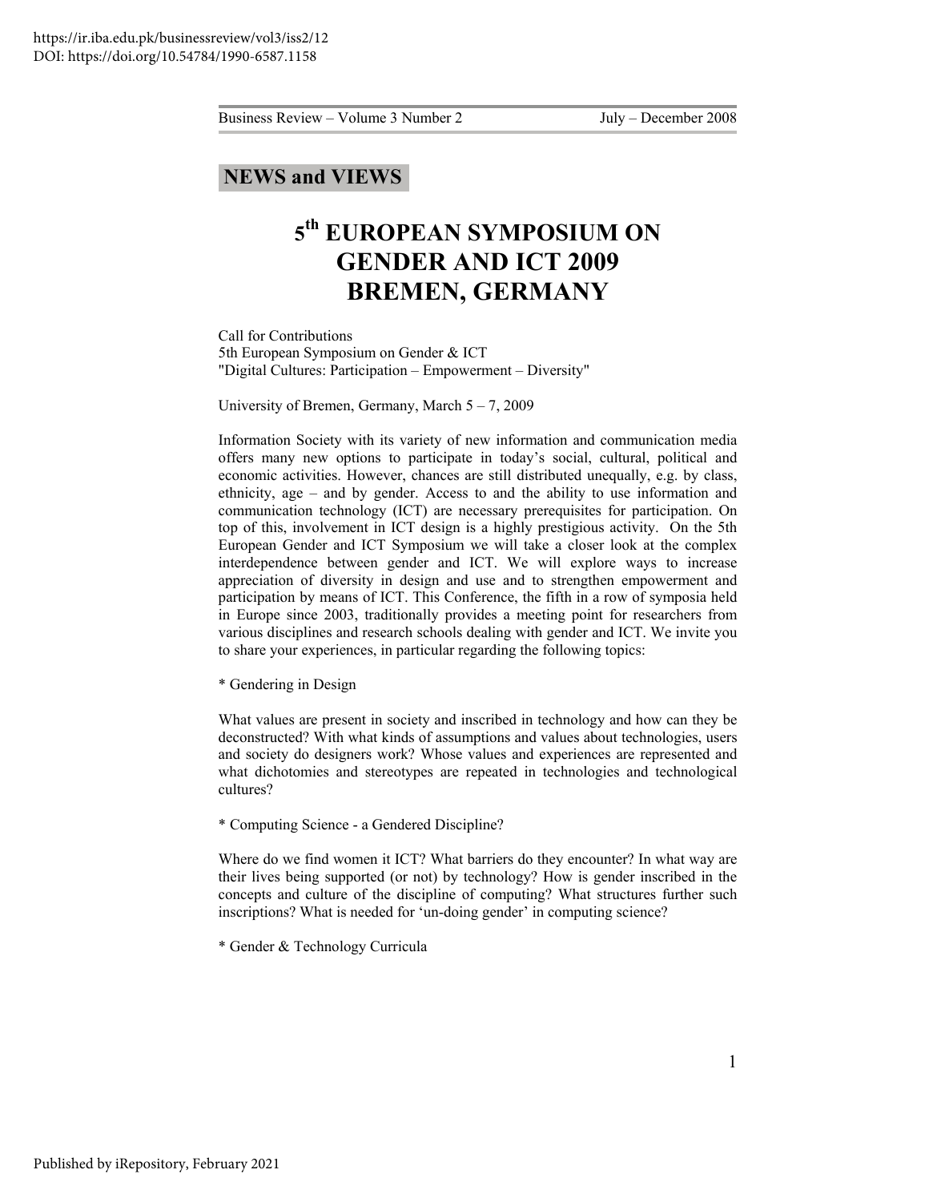**NEWS and VIEWS**

# 5th EUROPEAN SYMPOSIUM ON GENDER AND ICT 2009 BREMEN, GERMANY

Call for Contributions
5th European Symposium on Gender & ICT
"Digital Cultures: Participation – Empowerment – Diversity"

University of Bremen, Germany, March 5 – 7, 2009

Information Society with its variety of new information and communication media offers many new options to participate in today's social, cultural, political and economic activities. However, chances are still distributed unequally, e.g. by class, ethnicity, age – and by gender. Access to and the ability to use information and communication technology (ICT) are necessary prerequisites for participation. On top of this, involvement in ICT design is a highly prestigious activity. On the 5th European Gender and ICT Symposium we will take a closer look at the complex interdependence between gender and ICT. We will explore ways to increase appreciation of diversity in design and use and to strengthen empowerment and participation by means of ICT. This Conference, the fifth in a row of symposia held in Europe since 2003, traditionally provides a meeting point for researchers from various disciplines and research schools dealing with gender and ICT. We invite you to share your experiences, in particular regarding the following topics:

* Gendering in Design

What values are present in society and inscribed in technology and how can they be deconstructed? With what kinds of assumptions and values about technologies, users and society do designers work? Whose values and experiences are represented and what dichotomies and stereotypes are repeated in technologies and technological cultures?

* Computing Science - a Gendered Discipline?

Where do we find women it ICT? What barriers do they encounter? In what way are their lives being supported (or not) by technology? How is gender inscribed in the concepts and culture of the discipline of computing? What structures further such inscriptions? What is needed for 'un-doing gender' in computing science?

* Gender & Technology Curricula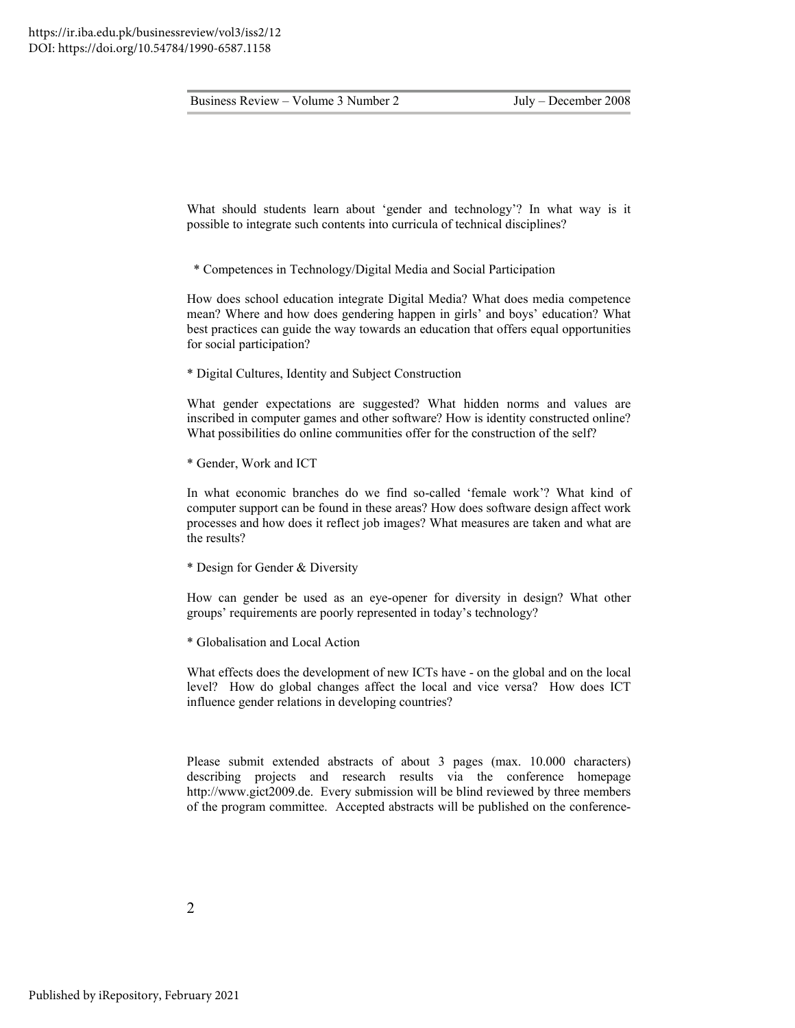What should students learn about 'gender and technology'? In what way is it possible to integrate such contents into curricula of technical disciplines?

* Competences in Technology/Digital Media and Social Participation

How does school education integrate Digital Media? What does media competence mean? Where and how does gendering happen in girls' and boys' education? What best practices can guide the way towards an education that offers equal opportunities for social participation?

* Digital Cultures, Identity and Subject Construction

What gender expectations are suggested? What hidden norms and values are inscribed in computer games and other software? How is identity constructed online? What possibilities do online communities offer for the construction of the self?

* Gender, Work and ICT

In what economic branches do we find so-called 'female work'? What kind of computer support can be found in these areas? How does software design affect work processes and how does it reflect job images? What measures are taken and what are the results?

* Design for Gender & Diversity

How can gender be used as an eye-opener for diversity in design? What other groups' requirements are poorly represented in today's technology?

* Globalisation and Local Action

What effects does the development of new ICTs have - on the global and on the local level? How do global changes affect the local and vice versa? How does ICT influence gender relations in developing countries?

Please submit extended abstracts of about 3 pages (max. 10.000 characters) describing projects and research results via the conference homepage http://www.gict2009.de. Every submission will be blind reviewed by three members of the program committee. Accepted abstracts will be published on the conference-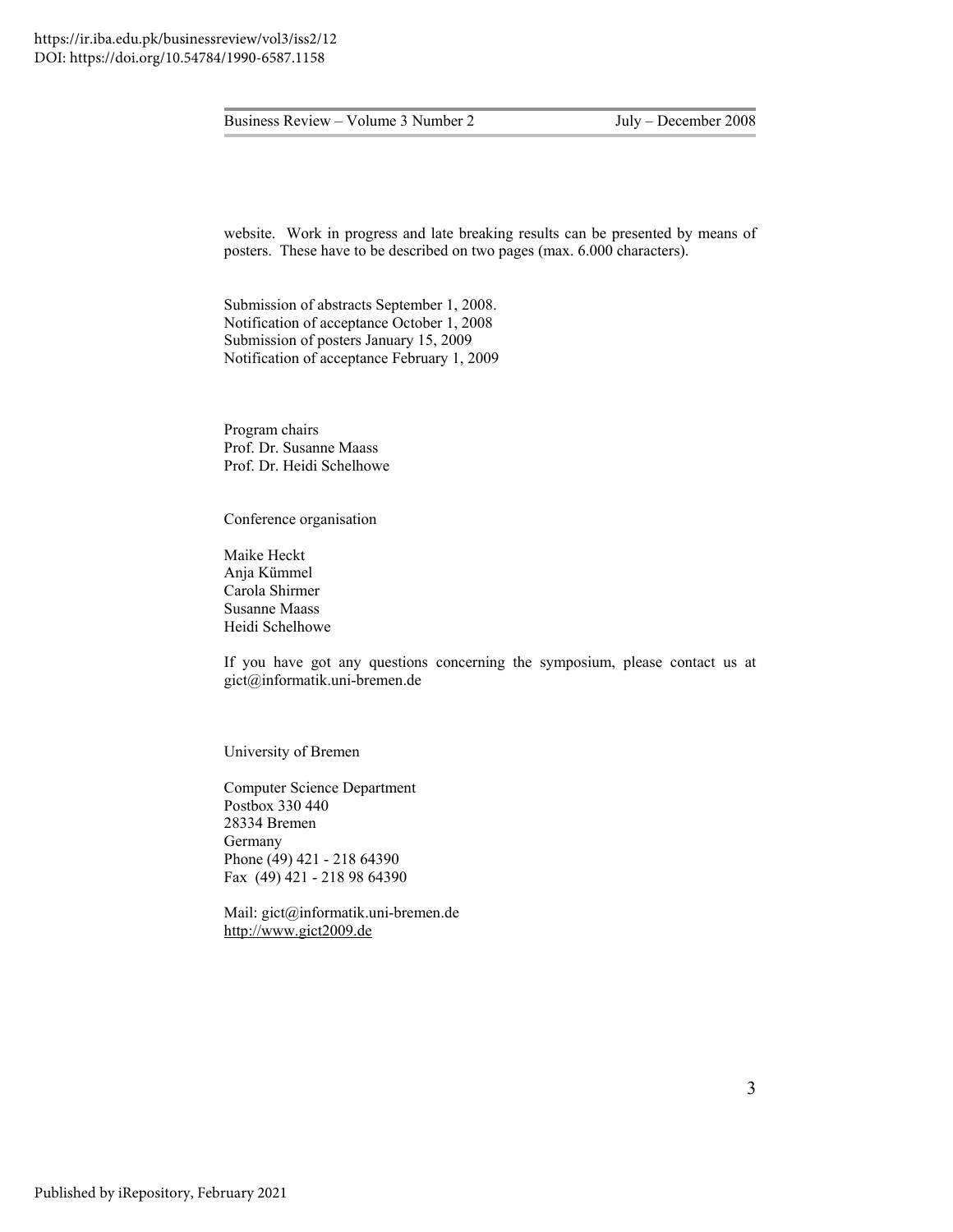website. Work in progress and late breaking results can be presented by means of posters. These have to be described on two pages (max. 6.000 characters).

Submission of abstracts September 1, 2008.
Notification of acceptance October 1, 2008
Submission of posters January 15, 2009
Notification of acceptance February 1, 2009

Program chairs
Prof. Dr. Susanne Maass
Prof. Dr. Heidi Schelhowe

Conference organisation

Maike Heckt
Anja Kümmel
Carola Shirmer
Susanne Maass
Heidi Schelhowe

If you have got any questions concerning the symposium, please contact us at gict@informatik.uni-bremen.de

University of Bremen

Computer Science Department
Postbox 330 440
28334 Bremen
Germany
Phone (49) 421 - 218 64390
Fax (49) 421 - 218 98 64390

Mail: gict@informatik.uni-bremen.de
http://www.gict2009.de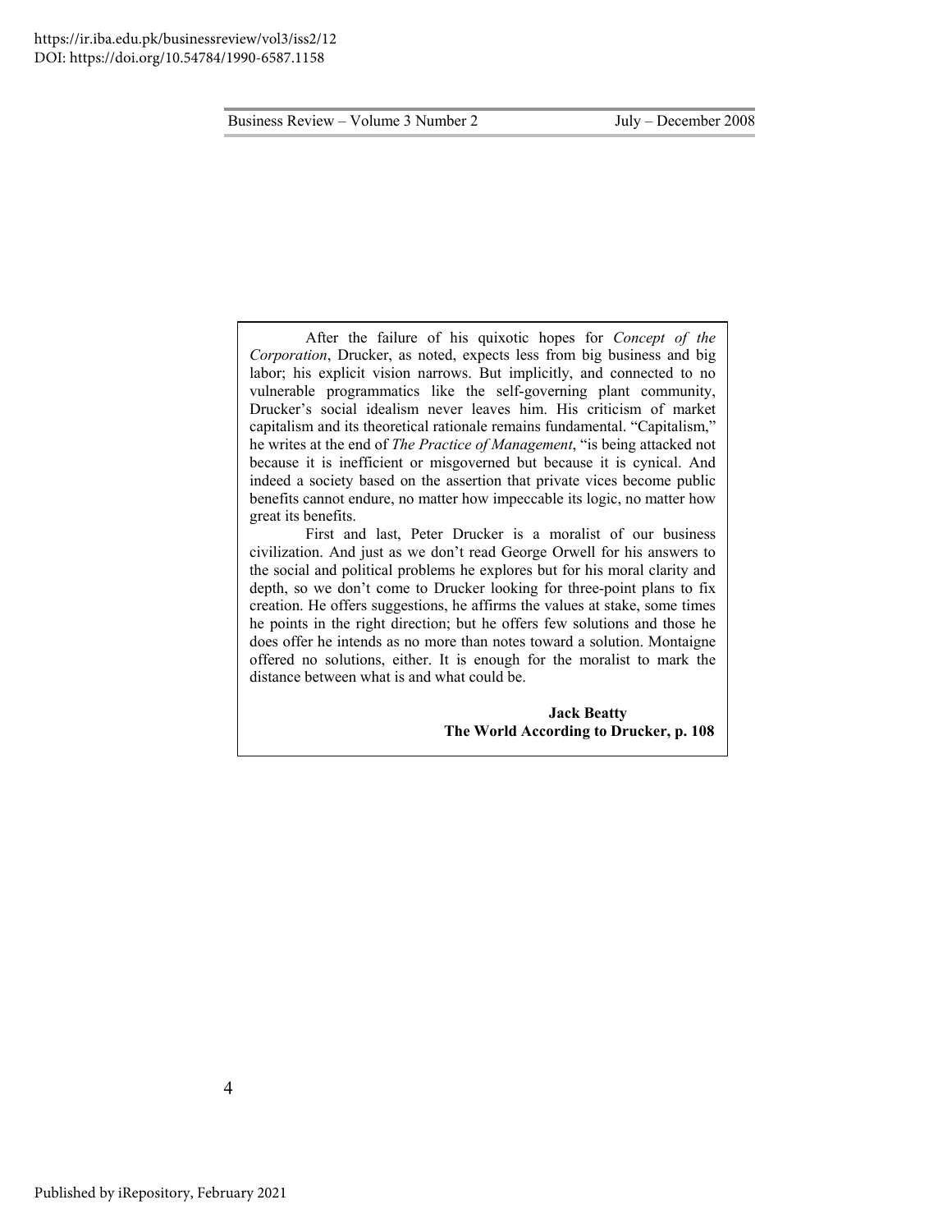After the failure of his quixotic hopes for *Concept of the Corporation*, Drucker, as noted, expects less from big business and big labor; his explicit vision narrows. But implicitly, and connected to no vulnerable programmatics like the self-governing plant community, Drucker's social idealism never leaves him. His criticism of market capitalism and its theoretical rationale remains fundamental. "Capitalism," he writes at the end of *The Practice of Management*, "is being attacked not because it is inefficient or misgoverned but because it is cynical. And indeed a society based on the assertion that private vices become public benefits cannot endure, no matter how impeccable its logic, no matter how great its benefits.

First and last, Peter Drucker is a moralist of our business civilization. And just as we don't read George Orwell for his answers to the social and political problems he explores but for his moral clarity and depth, so we don't come to Drucker looking for three-point plans to fix creation. He offers suggestions, he affirms the values at stake, some times he points in the right direction; but he offers few solutions and those he does offer he intends as no more than notes toward a solution. Montaigne offered no solutions, either. It is enough for the moralist to mark the distance between what is and what could be.

**Jack Beatty**
**The World According to Drucker, p. 108**